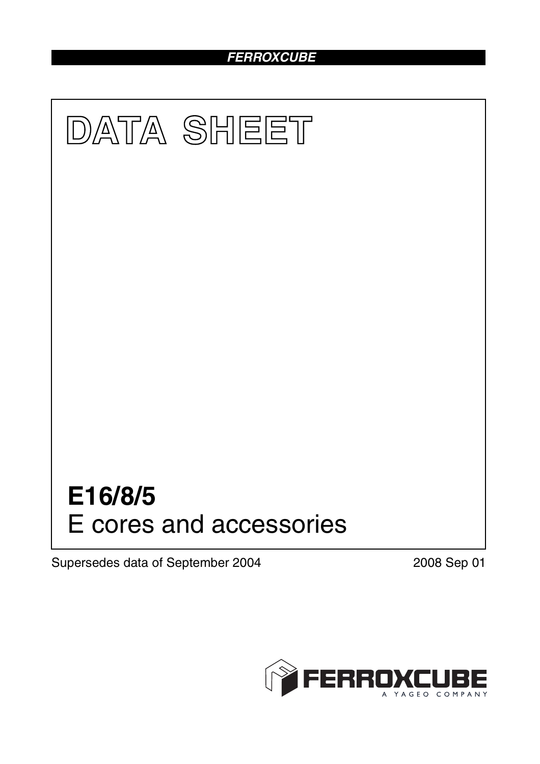FERROXCUBE

# DATA SHEET

# E16/8/5

## E cores and accessories

Supersedes data of September 2004

2008 Sep 01

FERROXCUBE
A YAGEO COMPANY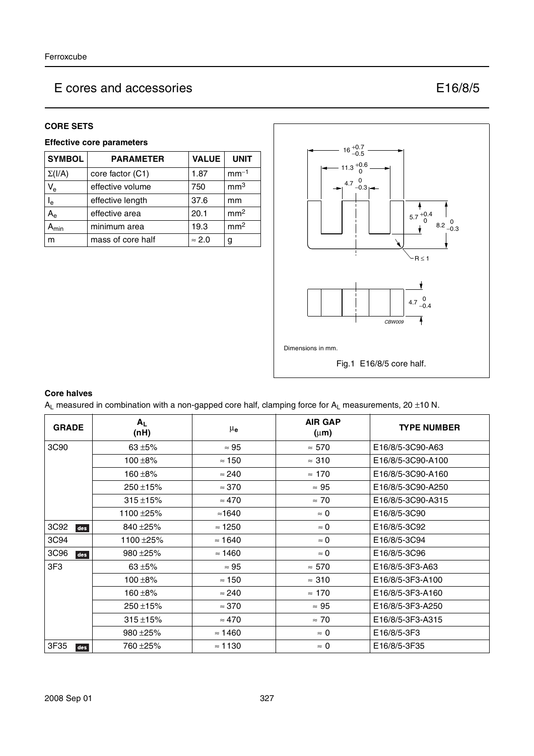# E cores and accessories E16/8/5

## CORE SETS

### Effective core parameters

| SYMBOL | PARAMETER | VALUE | UNIT |
|---|---|---|---|
| $\Sigma(I/A)$ | core factor (C1) | 1.87 | $mm^{-1}$ |
| $V_e$ | effective volume | 750 | $mm^3$ |
| $l_e$ | effective length | 37.6 | mm |
| $A_e$ | effective area | 20.1 | $mm^2$ |
| $A_{min}$ | minimum area | 19.3 | $mm^2$ |
| m | mass of core half | ≈ 2.0 | g |

Dimensions in mm.

Fig.1 E16/8/5 core half.

### Core halves

$A_L$ measured in combination with a non-gapped core half, clamping force for $A_L$ measurements, 20 ±10 N.

| GRADE | $A_L$ (nH) | $\mu_e$ | AIR GAP (μm) | TYPE NUMBER |
|---|---|---|---|---|
| 3C90 | 63 ±5% | ≈ 95 | ≈ 570 | E16/8/5-3C90-A63 |
| | 100 ±8% | ≈ 150 | ≈ 310 | E16/8/5-3C90-A100 |
| | 160 ±8% | ≈ 240 | ≈ 170 | E16/8/5-3C90-A160 |
| | 250 ±15% | ≈ 370 | ≈ 95 | E16/8/5-3C90-A250 |
| | 315 ±15% | ≈ 470 | ≈ 70 | E16/8/5-3C90-A315 |
| | 1100 ±25% | ≈1640 | ≈ 0 | E16/8/5-3C90 |
| 3C92 des | 840 ±25% | ≈ 1250 | ≈ 0 | E16/8/5-3C92 |
| 3C94 | 1100 ±25% | ≈ 1640 | ≈ 0 | E16/8/5-3C94 |
| 3C96 des | 980 ±25% | ≈ 1460 | ≈ 0 | E16/8/5-3C96 |
| 3F3 | 63 ±5% | ≈ 95 | ≈ 570 | E16/8/5-3F3-A63 |
| | 100 ±8% | ≈ 150 | ≈ 310 | E16/8/5-3F3-A100 |
| | 160 ±8% | ≈ 240 | ≈ 170 | E16/8/5-3F3-A160 |
| | 250 ±15% | ≈ 370 | ≈ 95 | E16/8/5-3F3-A250 |
| | 315 ±15% | ≈ 470 | ≈ 70 | E16/8/5-3F3-A315 |
| | 980 ±25% | ≈ 1460 | ≈ 0 | E16/8/5-3F3 |
| 3F35 des | 760 ±25% | ≈ 1130 | ≈ 0 | E16/8/5-3F35 |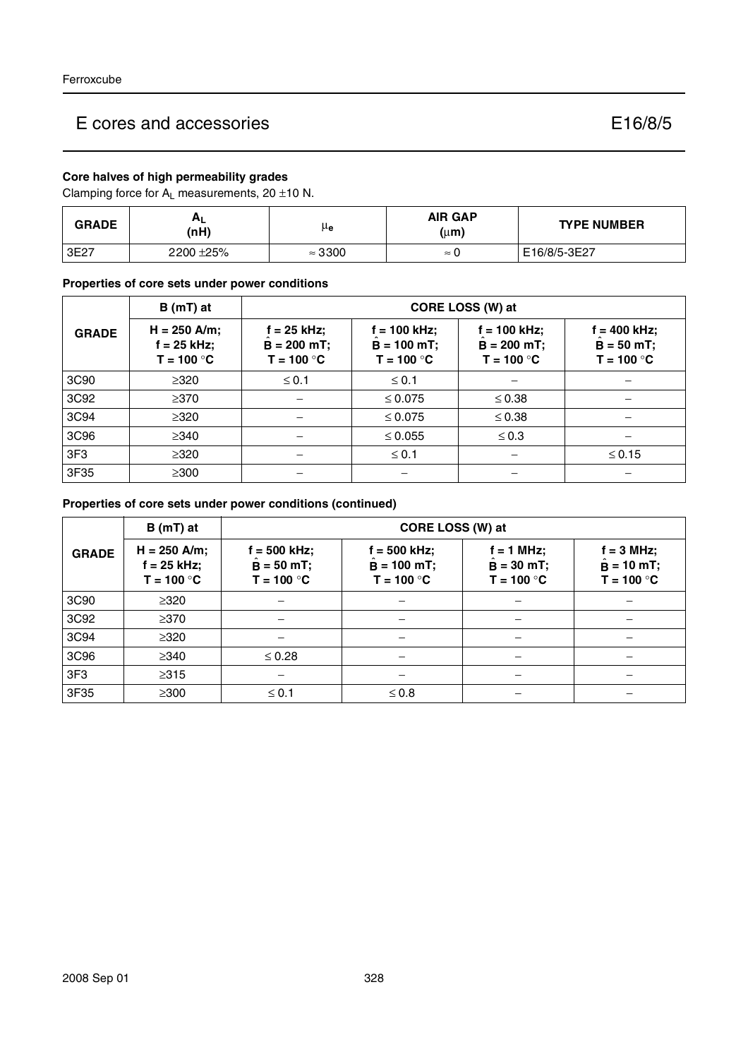# E cores and accessories E16/8/5

### Core halves of high permeability grades

Clamping force for $A_L$ measurements, 20 ±10 N.

| GRADE | $A_L$ (nH) | $\mu_e$ | AIR GAP (μm) | TYPE NUMBER |
|---|---|---|---|---|
| 3E27 | 2200 ±25% | ≈ 3300 | ≈ 0 | E16/8/5-3E27 |

### Properties of core sets under power conditions

| GRADE | B (mT) at | CORE LOSS (W) at | | | |
|---|---|---|---|---|---|
| | H = 250 A/m; f = 25 kHz; T = 100 °C | f = 25 kHz; $\hat{B}$ = 200 mT; T = 100 °C | f = 100 kHz; $\hat{B}$ = 100 mT; T = 100 °C | f = 100 kHz; $\hat{B}$ = 200 mT; T = 100 °C | f = 400 kHz; $\hat{B}$ = 50 mT; T = 100 °C |
| 3C90 | ≥320 | ≤ 0.1 | ≤ 0.1 | − | − |
| 3C92 | ≥370 | − | ≤ 0.075 | ≤ 0.38 | − |
| 3C94 | ≥320 | − | ≤ 0.075 | ≤ 0.38 | − |
| 3C96 | ≥340 | − | ≤ 0.055 | ≤ 0.3 | − |
| 3F3 | ≥320 | − | ≤ 0.1 | − | ≤ 0.15 |
| 3F35 | ≥300 | − | − | − | − |

### Properties of core sets under power conditions (continued)

| GRADE | B (mT) at | CORE LOSS (W) at | | | |
|---|---|---|---|---|---|
| | H = 250 A/m; f = 25 kHz; T = 100 °C | f = 500 kHz; $\hat{B}$ = 50 mT; T = 100 °C | f = 500 kHz; $\hat{B}$ = 100 mT; T = 100 °C | f = 1 MHz; $\hat{B}$ = 30 mT; T = 100 °C | f = 3 MHz; $\hat{B}$ = 10 mT; T = 100 °C |
| 3C90 | ≥320 | − | − | − | − |
| 3C92 | ≥370 | − | − | − | − |
| 3C94 | ≥320 | − | − | − | − |
| 3C96 | ≥340 | ≤ 0.28 | − | − | − |
| 3F3 | ≥315 | − | − | − | − |
| 3F35 | ≥300 | ≤ 0.1 | ≤ 0.8 | − | − |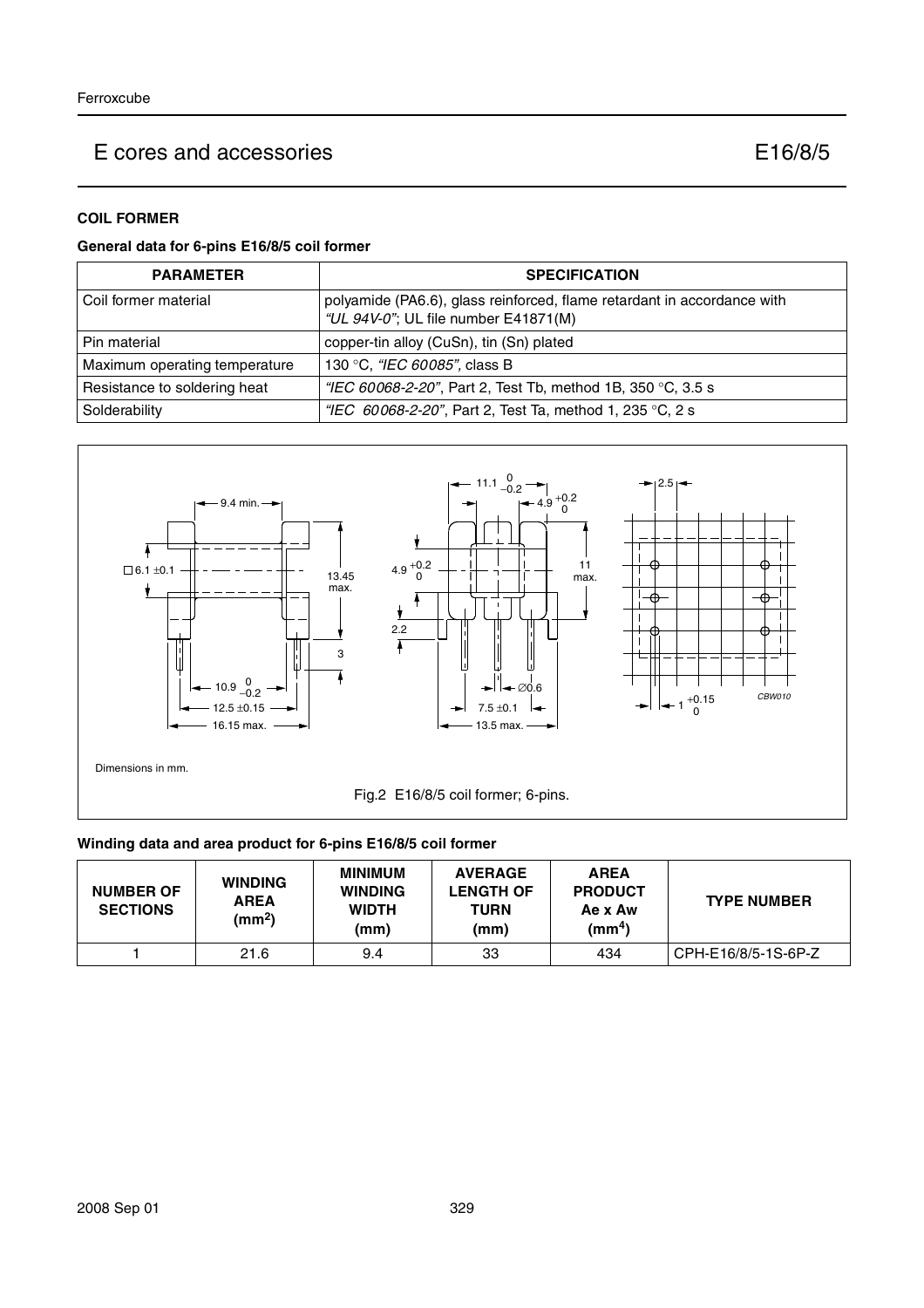## COIL FORMER

### General data for 6-pins E16/8/5 coil former

| PARAMETER | SPECIFICATION |
|---|---|
| Coil former material | polyamide (PA6.6), glass reinforced, flame retardant in accordance with *"UL 94V-0"*; UL file number E41871(M) |
| Pin material | copper-tin alloy (CuSn), tin (Sn) plated |
| Maximum operating temperature | 130 °C, *"IEC 60085"*, class B |
| Resistance to soldering heat | *"IEC 60068-2-20"*, Part 2, Test Tb, method 1B, 350 °C, 3.5 s |
| Solderability | *"IEC 60068-2-20"*, Part 2, Test Ta, method 1, 235 °C, 2 s |

Dimensions in mm.

Fig.2 E16/8/5 coil former; 6-pins.

### Winding data and area product for 6-pins E16/8/5 coil former

| NUMBER OF SECTIONS | WINDING AREA ($mm^2$) | MINIMUM WINDING WIDTH (mm) | AVERAGE LENGTH OF TURN (mm) | AREA PRODUCT Ae x Aw ($mm^4$) | TYPE NUMBER |
|---|---|---|---|---|---|
| 1 | 21.6 | 9.4 | 33 | 434 | CPH-E16/8/5-1S-6P-Z |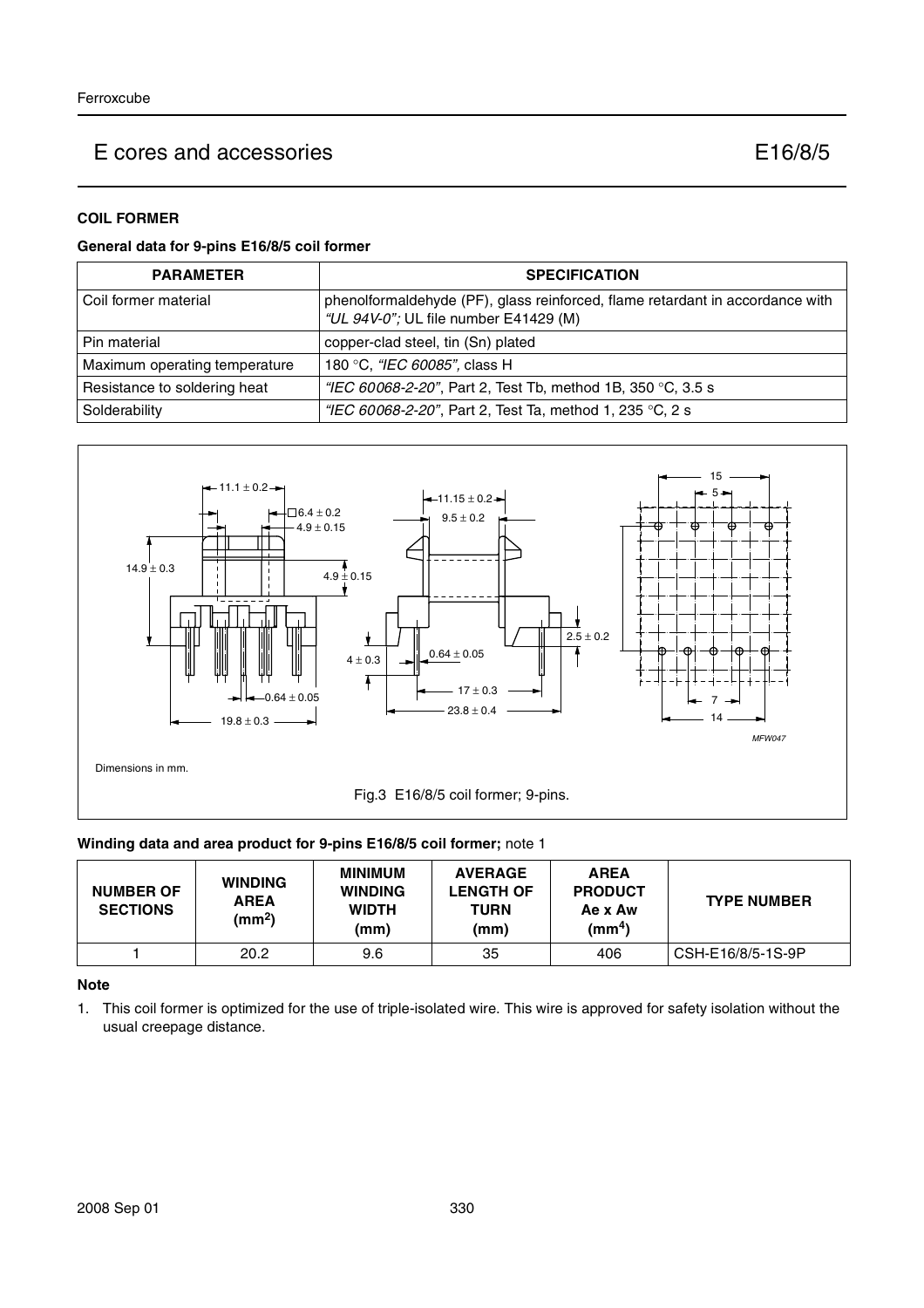## COIL FORMER

### General data for 9-pins E16/8/5 coil former

| PARAMETER | SPECIFICATION |
|---|---|
| Coil former material | phenolformaldehyde (PF), glass reinforced, flame retardant in accordance with *"UL 94V-0"*; UL file number E41429 (M) |
| Pin material | copper-clad steel, tin (Sn) plated |
| Maximum operating temperature | 180 °C, *"IEC 60085"*, class H |
| Resistance to soldering heat | *"IEC 60068-2-20"*, Part 2, Test Tb, method 1B, 350 °C, 3.5 s |
| Solderability | *"IEC 60068-2-20"*, Part 2, Test Ta, method 1, 235 °C, 2 s |

Dimensions in mm.

Fig.3 E16/8/5 coil former; 9-pins.

### Winding data and area product for 9-pins E16/8/5 coil former; note 1

| NUMBER OF SECTIONS | WINDING AREA ($mm^2$) | MINIMUM WINDING WIDTH (mm) | AVERAGE LENGTH OF TURN (mm) | AREA PRODUCT Ae x Aw ($mm^4$) | TYPE NUMBER |
|---|---|---|---|---|---|
| 1 | 20.2 | 9.6 | 35 | 406 | CSH-E16/8/5-1S-9P |

**Note**

1. This coil former is optimized for the use of triple-isolated wire. This wire is approved for safety isolation without the usual creepage distance.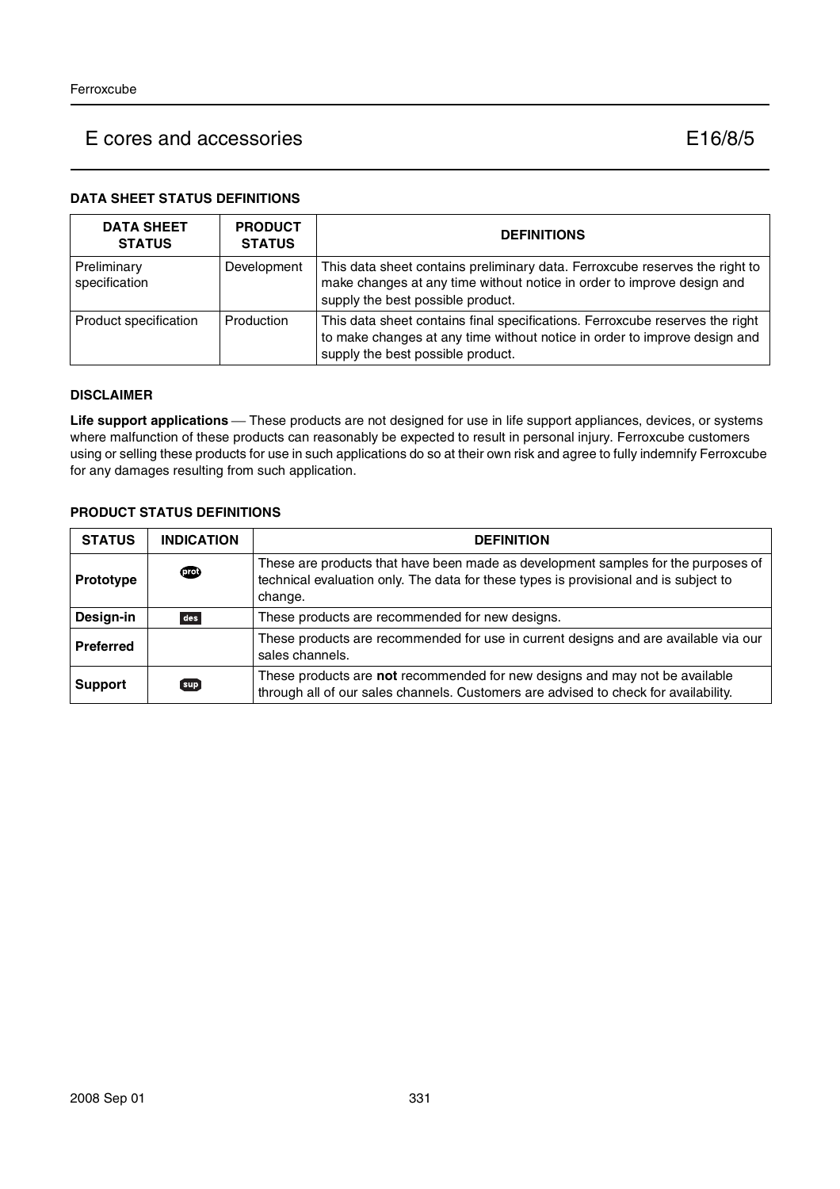## DATA SHEET STATUS DEFINITIONS

| DATA SHEET STATUS | PRODUCT STATUS | DEFINITIONS |
|---|---|---|
| Preliminary specification | Development | This data sheet contains preliminary data. Ferroxcube reserves the right to make changes at any time without notice in order to improve design and supply the best possible product. |
| Product specification | Production | This data sheet contains final specifications. Ferroxcube reserves the right to make changes at any time without notice in order to improve design and supply the best possible product. |

## DISCLAIMER

**Life support applications** — These products are not designed for use in life support appliances, devices, or systems where malfunction of these products can reasonably be expected to result in personal injury. Ferroxcube customers using or selling these products for use in such applications do so at their own risk and agree to fully indemnify Ferroxcube for any damages resulting from such application.

## PRODUCT STATUS DEFINITIONS

| STATUS | INDICATION | DEFINITION |
|---|---|---|
| **Prototype** | prot | These are products that have been made as development samples for the purposes of technical evaluation only. The data for these types is provisional and is subject to change. |
| **Design-in** | des | These products are recommended for new designs. |
| **Preferred** | | These products are recommended for use in current designs and are available via our sales channels. |
| **Support** | sup | These products are **not** recommended for new designs and may not be available through all of our sales channels. Customers are advised to check for availability. |